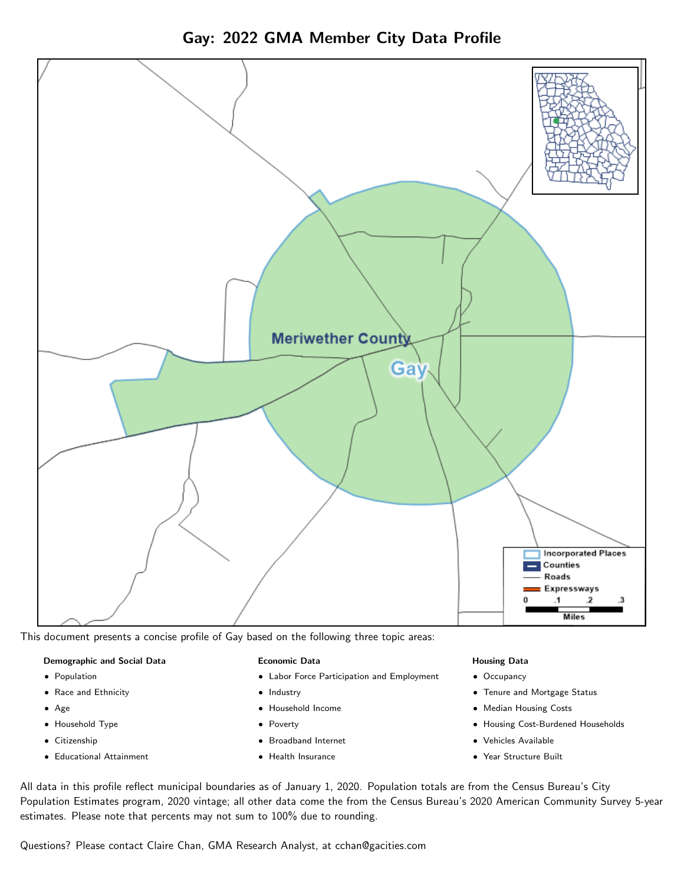# Gay: 2022 GMA Member City Data Profile

This document presents a concise profile of Gay based on the following three topic areas:

**Demographic and Social Data**

- Population
- Race and Ethnicity
- Age
- Household Type
- Citizenship
- Educational Attainment

**Economic Data**

- Labor Force Participation and Employment
- Industry
- Household Income
- Poverty
- Broadband Internet
- Health Insurance

**Housing Data**

- Occupancy
- Tenure and Mortgage Status
- Median Housing Costs
- Housing Cost-Burdened Households
- Vehicles Available
- Year Structure Built

All data in this profile reflect municipal boundaries as of January 1, 2020. Population totals are from the Census Bureau's City Population Estimates program, 2020 vintage; all other data come the from the Census Bureau's 2020 American Community Survey 5-year estimates. Please note that percents may not sum to 100% due to rounding.

Questions? Please contact Claire Chan, GMA Research Analyst, at cchan@gacities.com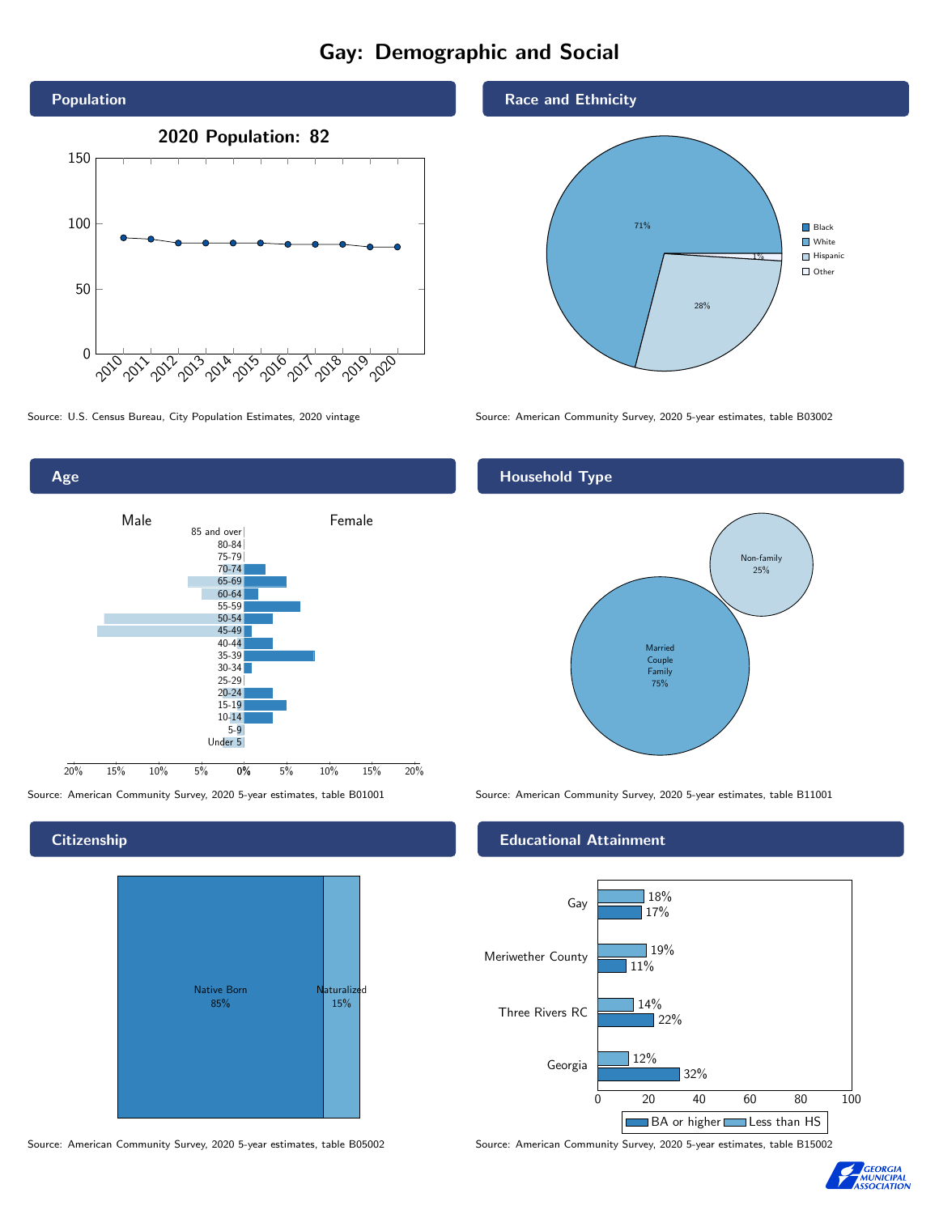# Gay: Demographic and Social

## Population

2020 Population: 82

Source: U.S. Census Bureau, City Population Estimates, 2020 vintage

## Race and Ethnicity

| Race/Ethnicity | Percent |
|---|---|
| White | 71% |
| Hispanic | 28% |
| Other | 1% |

Source: American Community Survey, 2020 5-year estimates, table B03002

## Age

Source: American Community Survey, 2020 5-year estimates, table B01001

## Household Type

| Household Type | Percent |
|---|---|
| Married Couple Family | 75% |
| Non-family | 25% |

Source: American Community Survey, 2020 5-year estimates, table B11001

## Citizenship

| Citizenship | Percent |
|---|---|
| Native Born | 85% |
| Naturalized | 15% |

Source: American Community Survey, 2020 5-year estimates, table B05002

## Educational Attainment

| Area | Less than HS | BA or higher |
|---|---|---|
| Gay | 18% | 17% |
| Meriwether County | 19% | 11% |
| Three Rivers RC | 14% | 22% |
| Georgia | 12% | 32% |

Source: American Community Survey, 2020 5-year estimates, table B15002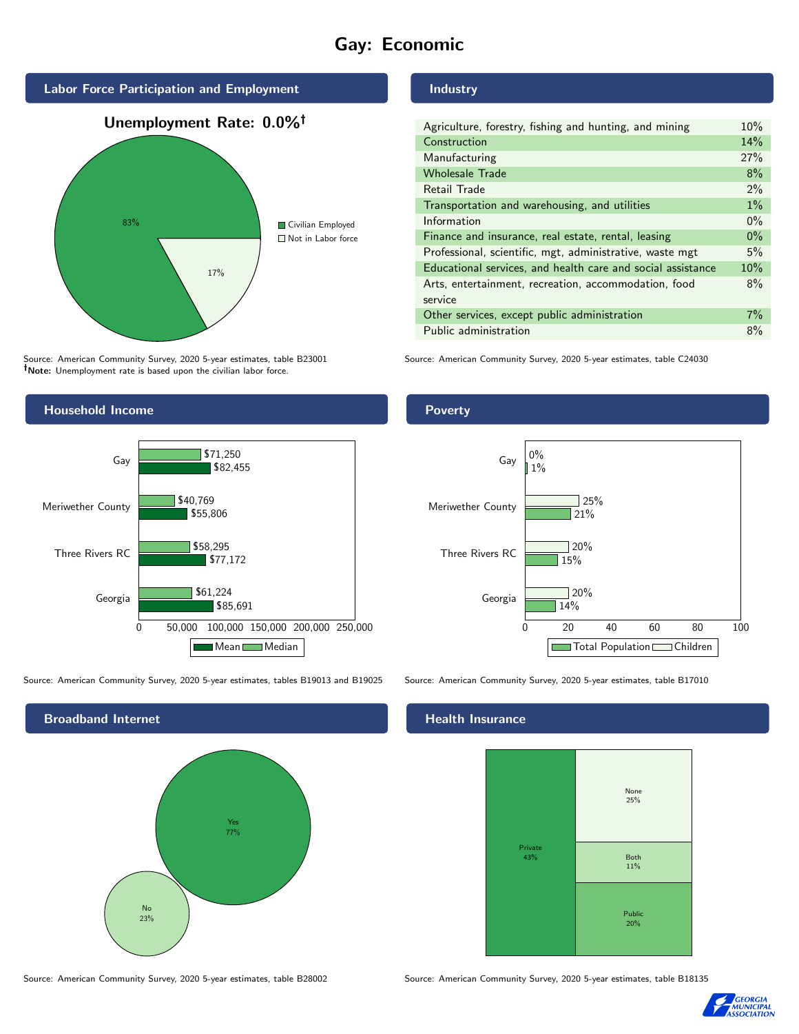# Gay: Economic

## Labor Force Participation and Employment

**Unemployment Rate: 0.0%†**

| Category | Percent |
|---|---|
| Civilian Employed | 83% |
| Not in Labor force | 17% |

Source: American Community Survey, 2020 5-year estimates, table B23001
**†Note:** Unemployment rate is based upon the civilian labor force.

## Industry

| Industry | Percent |
|---|---|
| Agriculture, forestry, fishing and hunting, and mining | 10% |
| Construction | 14% |
| Manufacturing | 27% |
| Wholesale Trade | 8% |
| Retail Trade | 2% |
| Transportation and warehousing, and utilities | 1% |
| Information | 0% |
| Finance and insurance, real estate, rental, leasing | 0% |
| Professional, scientific, mgt, administrative, waste mgt | 5% |
| Educational services, and health care and social assistance | 10% |
| Arts, entertainment, recreation, accommodation, food service | 8% |
| Other services, except public administration | 7% |
| Public administration | 8% |

Source: American Community Survey, 2020 5-year estimates, table C24030

## Household Income

| | Median | Mean |
|---|---|---|
| Gay | $71,250 | $82,455 |
| Meriwether County | $40,769 | $55,806 |
| Three Rivers RC | $58,295 | $77,172 |
| Georgia | $61,224 | $85,691 |

Source: American Community Survey, 2020 5-year estimates, tables B19013 and B19025

## Poverty

| | Children | Total Population |
|---|---|---|
| Gay | 0% | 1% |
| Meriwether County | 25% | 21% |
| Three Rivers RC | 20% | 15% |
| Georgia | 20% | 14% |

Source: American Community Survey, 2020 5-year estimates, table B17010

## Broadband Internet

| | Percent |
|---|---|
| Yes | 77% |
| No | 23% |

Source: American Community Survey, 2020 5-year estimates, table B28002

## Health Insurance

| | Percent |
|---|---|
| Private | 43% |
| None | 25% |
| Both | 11% |
| Public | 20% |

Source: American Community Survey, 2020 5-year estimates, table B18135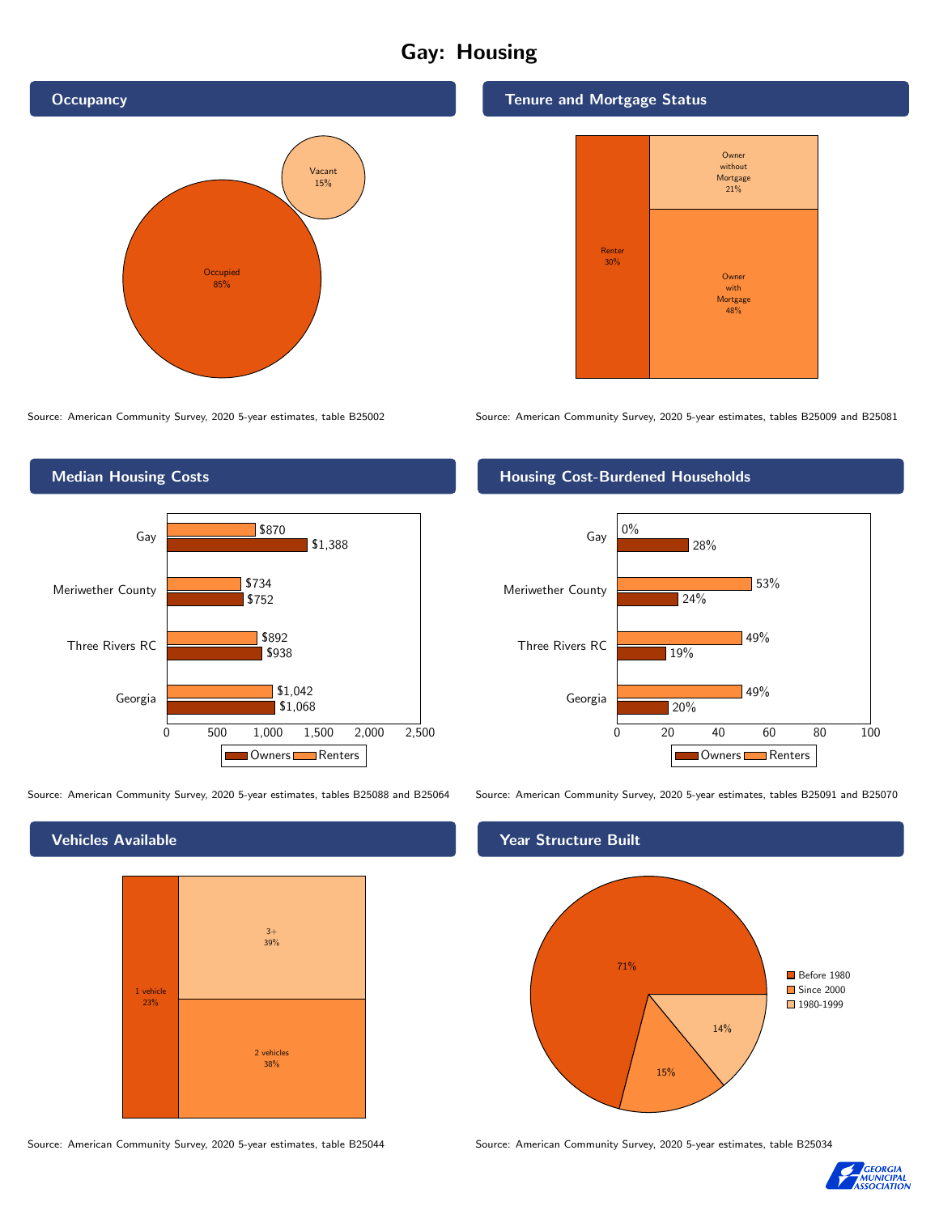# Gay: Housing

## Occupancy

| Status | Percent |
| --- | --- |
| Occupied | 85% |
| Vacant | 15% |

Source: American Community Survey, 2020 5-year estimates, table B25002

## Tenure and Mortgage Status

| Status | Percent |
| --- | --- |
| Renter | 30% |
| Owner without Mortgage | 21% |
| Owner with Mortgage | 48% |

Source: American Community Survey, 2020 5-year estimates, tables B25009 and B25081

## Median Housing Costs

| | Renters | Owners |
| --- | --- | --- |
| Gay | $870 | $1,388 |
| Meriwether County | $734 | $752 |
| Three Rivers RC | $892 | $938 |
| Georgia | $1,042 | $1,068 |

Source: American Community Survey, 2020 5-year estimates, tables B25088 and B25064

## Housing Cost-Burdened Households

| | Renters | Owners |
| --- | --- | --- |
| Gay | 0% | 28% |
| Meriwether County | 53% | 24% |
| Three Rivers RC | 49% | 19% |
| Georgia | 49% | 20% |

Source: American Community Survey, 2020 5-year estimates, tables B25091 and B25070

## Vehicles Available

| Vehicles | Percent |
| --- | --- |
| 1 vehicle | 23% |
| 2 vehicles | 38% |
| 3+ | 39% |

Source: American Community Survey, 2020 5-year estimates, table B25044

## Year Structure Built

| Year | Percent |
| --- | --- |
| Before 1980 | 71% |
| Since 2000 | 15% |
| 1980-1999 | 14% |

Source: American Community Survey, 2020 5-year estimates, table B25034